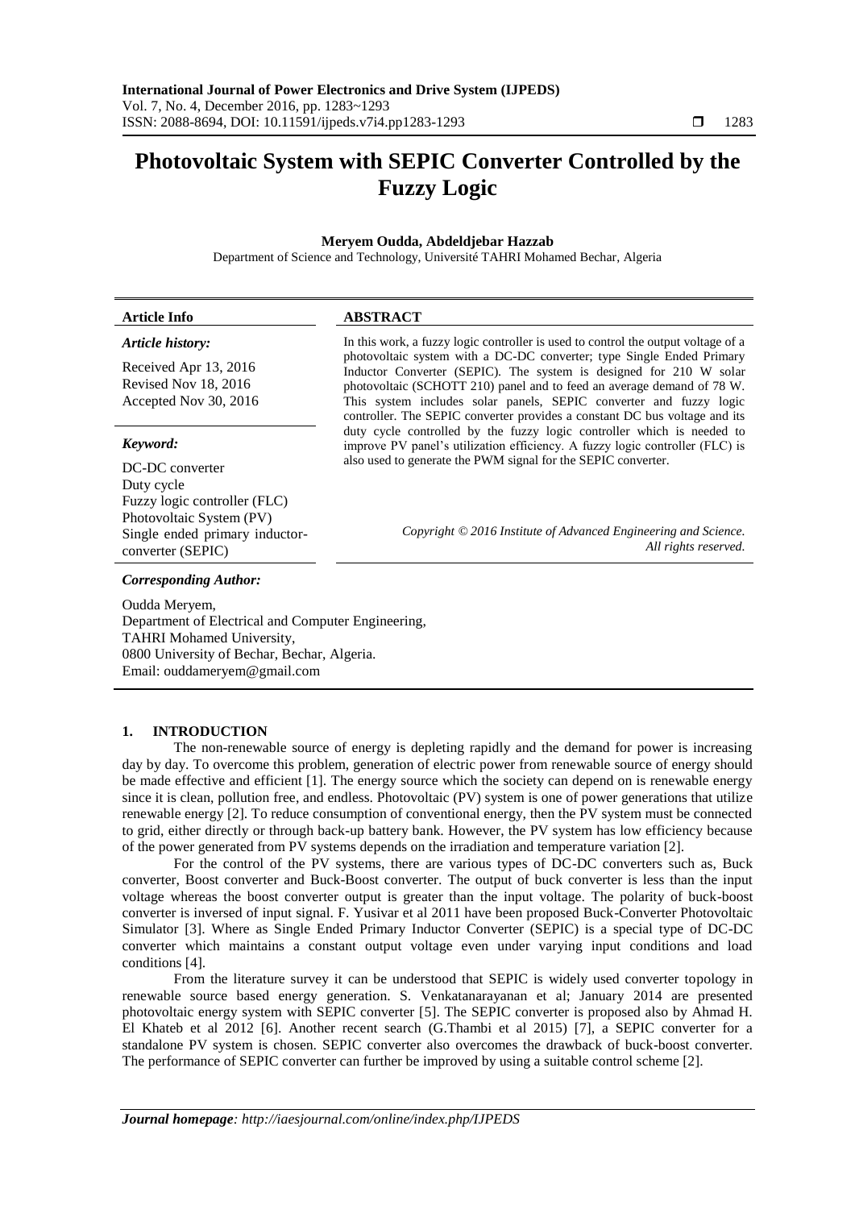# Photovoltaic System with SEPIC Converter Controlled by the Fuzzy Logic

**Meryem Oudda, Abdeldjebar Hazzab**

Department of Science and Technology, Université TAHRI Mohamed Bechar, Algeria

| Article Info | ABSTRACT |
|---|---|
| ***Article history:*** <br> Received Apr 13, 2016 <br> Revised Nov 18, 2016 <br> Accepted Nov 30, 2016 | In this work, a fuzzy logic controller is used to control the output voltage of a photovoltaic system with a DC-DC converter; type Single Ended Primary Inductor Converter (SEPIC). The system is designed for 210 W solar photovoltaic (SCHOTT 210) panel and to feed an average demand of 78 W. This system includes solar panels, SEPIC converter and fuzzy logic controller. The SEPIC converter provides a constant DC bus voltage and its duty cycle controlled by the fuzzy logic controller which is needed to improve PV panel's utilization efficiency. A fuzzy logic controller (FLC) is also used to generate the PWM signal for the SEPIC converter. |
| ***Keyword:*** <br> DC-DC converter <br> Duty cycle <br> Fuzzy logic controller (FLC) <br> Photovoltaic System (PV) <br> Single ended primary inductor-converter (SEPIC) | *Copyright © 2016 Institute of Advanced Engineering and Science. All rights reserved.* |

***Corresponding Author:***

Oudda Meryem,
Department of Electrical and Computer Engineering,
TAHRI Mohamed University,
0800 University of Bechar, Bechar, Algeria.
Email: ouddameryem@gmail.com

## 1. INTRODUCTION

The non-renewable source of energy is depleting rapidly and the demand for power is increasing day by day. To overcome this problem, generation of electric power from renewable source of energy should be made effective and efficient [1]. The energy source which the society can depend on is renewable energy since it is clean, pollution free, and endless. Photovoltaic (PV) system is one of power generations that utilize renewable energy [2]. To reduce consumption of conventional energy, then the PV system must be connected to grid, either directly or through back-up battery bank. However, the PV system has low efficiency because of the power generated from PV systems depends on the irradiation and temperature variation [2].

For the control of the PV systems, there are various types of DC-DC converters such as, Buck converter, Boost converter and Buck-Boost converter. The output of buck converter is less than the input voltage whereas the boost converter output is greater than the input voltage. The polarity of buck-boost converter is inversed of input signal. F. Yusivar et al 2011 have been proposed Buck-Converter Photovoltaic Simulator [3]. Where as Single Ended Primary Inductor Converter (SEPIC) is a special type of DC-DC converter which maintains a constant output voltage even under varying input conditions and load conditions [4].

From the literature survey it can be understood that SEPIC is widely used converter topology in renewable source based energy generation. S. Venkatanarayanan et al; January 2014 are presented photovoltaic energy system with SEPIC converter [5]. The SEPIC converter is proposed also by Ahmad H. El Khateb et al 2012 [6]. Another recent search (G.Thambi et al 2015) [7], a SEPIC converter for a standalone PV system is chosen. SEPIC converter also overcomes the drawback of buck-boost converter. The performance of SEPIC converter can further be improved by using a suitable control scheme [2].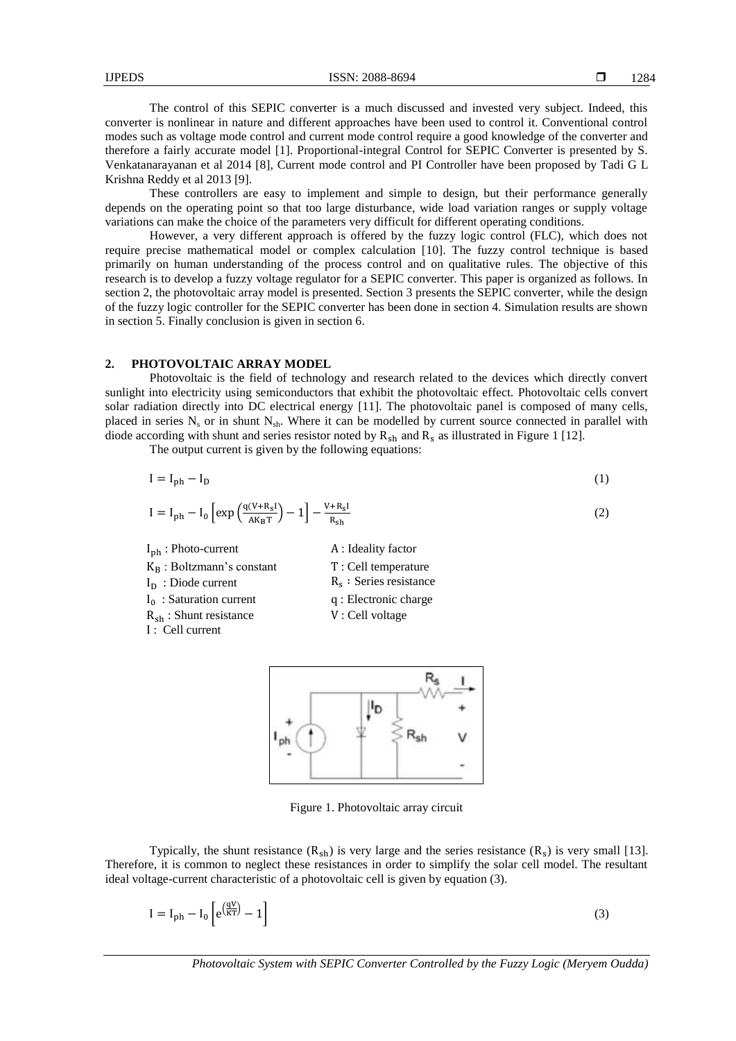The control of this SEPIC converter is a much discussed and invested very subject. Indeed, this converter is nonlinear in nature and different approaches have been used to control it. Conventional control modes such as voltage mode control and current mode control require a good knowledge of the converter and therefore a fairly accurate model [1]. Proportional-integral Control for SEPIC Converter is presented by S. Venkatanarayanan et al 2014 [8], Current mode control and PI Controller have been proposed by Tadi G L Krishna Reddy et al 2013 [9].

These controllers are easy to implement and simple to design, but their performance generally depends on the operating point so that too large disturbance, wide load variation ranges or supply voltage variations can make the choice of the parameters very difficult for different operating conditions.

However, a very different approach is offered by the fuzzy logic control (FLC), which does not require precise mathematical model or complex calculation [10]. The fuzzy control technique is based primarily on human understanding of the process control and on qualitative rules. The objective of this research is to develop a fuzzy voltage regulator for a SEPIC converter. This paper is organized as follows. In section 2, the photovoltaic array model is presented. Section 3 presents the SEPIC converter, while the design of the fuzzy logic controller for the SEPIC converter has been done in section 4. Simulation results are shown in section 5. Finally conclusion is given in section 6.

## 2. PHOTOVOLTAIC ARRAY MODEL

Photovoltaic is the field of technology and research related to the devices which directly convert sunlight into electricity using semiconductors that exhibit the photovoltaic effect. Photovoltaic cells convert solar radiation directly into DC electrical energy [11]. The photovoltaic panel is composed of many cells, placed in series $N_s$ or in shunt $N_{sh}$. Where it can be modelled by current source connected in parallel with diode according with shunt and series resistor noted by $R_{sh}$ and $R_s$ as illustrated in Figure 1 [12].

The output current is given by the following equations:

$$I = I_{ph} - I_D \tag{1}$$

$$I = I_{ph} - I_0\left[\exp\left(\frac{q(V+R_sI)}{AK_BT}\right) - 1\right] - \frac{V+R_sI}{R_{sh}} \tag{2}$$

$I_{ph}$ : Photo-current
$K_B$ : Boltzmann's constant
$I_D$ : Diode current
$I_0$ : Saturation current
$R_{sh}$ : Shunt resistance
$I$ : Cell current
$A$ : Ideality factor
$T$ : Cell temperature
$R_s$ : Series resistance
$q$ : Electronic charge
$V$ : Cell voltage

Figure 1. Photovoltaic array circuit

Typically, the shunt resistance ($R_{sh}$) is very large and the series resistance ($R_s$) is very small [13]. Therefore, it is common to neglect these resistances in order to simplify the solar cell model. The resultant ideal voltage-current characteristic of a photovoltaic cell is given by equation (3).

$$I = I_{ph} - I_0\left[e^{\left(\frac{qV}{KT}\right)} - 1\right] \tag{3}$$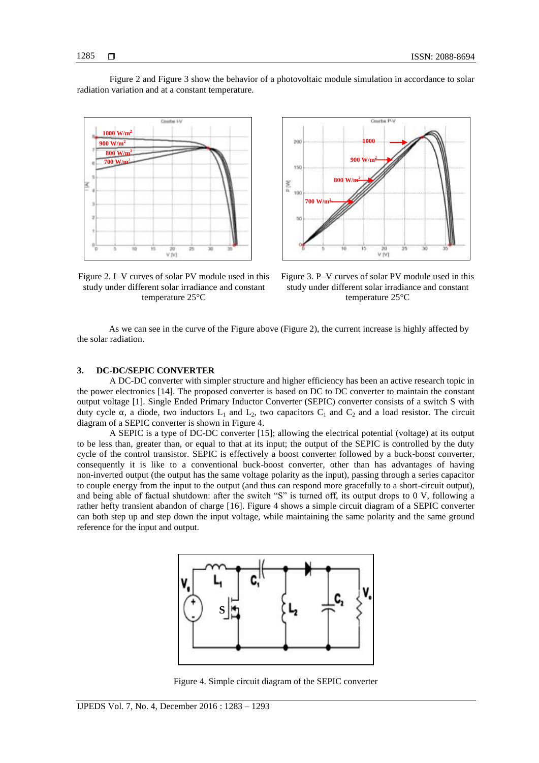Figure 2 and Figure 3 show the behavior of a photovoltaic module simulation in accordance to solar radiation variation and at a constant temperature.

Figure 2. I–V curves of solar PV module used in this study under different solar irradiance and constant temperature 25°C

Figure 3. P–V curves of solar PV module used in this study under different solar irradiance and constant temperature 25°C

As we can see in the curve of the Figure above (Figure 2), the current increase is highly affected by the solar radiation.

## 3. DC-DC/SEPIC CONVERTER

A DC-DC converter with simpler structure and higher efficiency has been an active research topic in the power electronics [14]. The proposed converter is based on DC to DC converter to maintain the constant output voltage [1]. Single Ended Primary Inductor Converter (SEPIC) converter consists of a switch S with duty cycle $\alpha$, a diode, two inductors $L_1$ and $L_2$, two capacitors $C_1$ and $C_2$ and a load resistor. The circuit diagram of a SEPIC converter is shown in Figure 4.

A SEPIC is a type of DC-DC converter [15]; allowing the electrical potential (voltage) at its output to be less than, greater than, or equal to that at its input; the output of the SEPIC is controlled by the duty cycle of the control transistor. SEPIC is effectively a boost converter followed by a buck-boost converter, consequently it is like to a conventional buck-boost converter, other than has advantages of having non-inverted output (the output has the same voltage polarity as the input), passing through a series capacitor to couple energy from the input to the output (and thus can respond more gracefully to a short-circuit output), and being able of factual shutdown: after the switch “S” is turned off, its output drops to 0 V, following a rather hefty transient abandon of charge [16]. Figure 4 shows a simple circuit diagram of a SEPIC converter can both step up and step down the input voltage, while maintaining the same polarity and the same ground reference for the input and output.

Figure 4. Simple circuit diagram of the SEPIC converter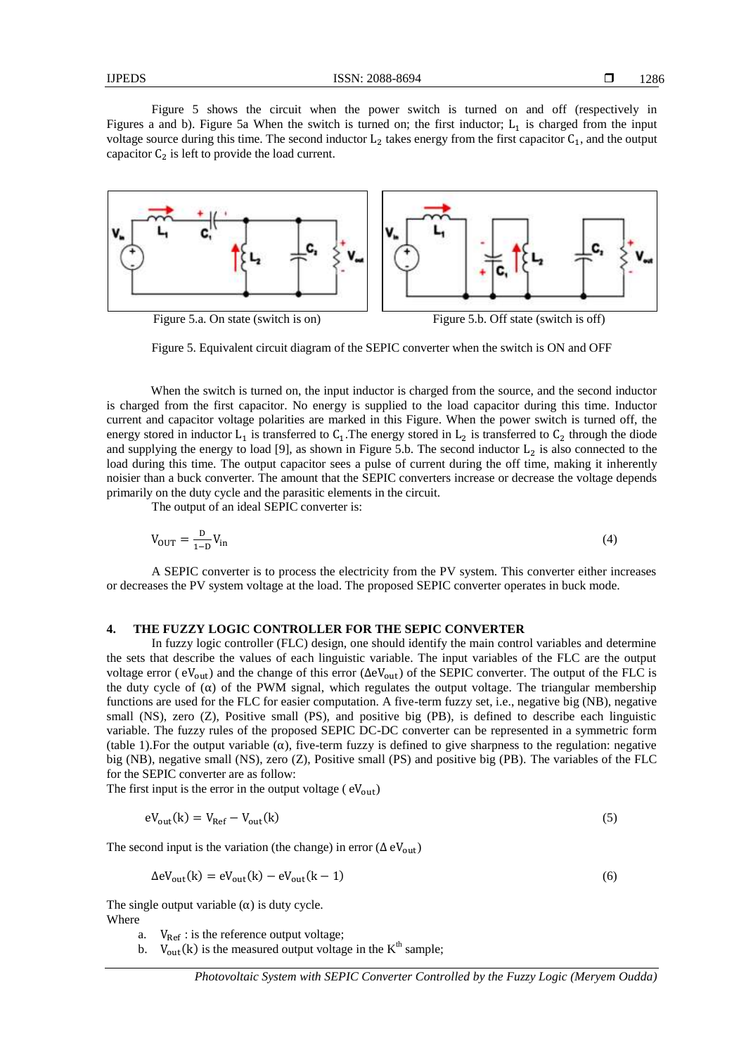Figure 5 shows the circuit when the power switch is turned on and off (respectively in Figures a and b). Figure 5a When the switch is turned on; the first inductor; $L_1$ is charged from the input voltage source during this time. The second inductor $L_2$ takes energy from the first capacitor $C_1$, and the output capacitor $C_2$ is left to provide the load current.

Figure 5.a. On state (switch is on)

Figure 5.b. Off state (switch is off)

Figure 5. Equivalent circuit diagram of the SEPIC converter when the switch is ON and OFF

When the switch is turned on, the input inductor is charged from the source, and the second inductor is charged from the first capacitor. No energy is supplied to the load capacitor during this time. Inductor current and capacitor voltage polarities are marked in this Figure. When the power switch is turned off, the energy stored in inductor $L_1$ is transferred to $C_1$.The energy stored in $L_2$ is transferred to $C_2$ through the diode and supplying the energy to load [9], as shown in Figure 5.b. The second inductor $L_2$ is also connected to the load during this time. The output capacitor sees a pulse of current during the off time, making it inherently noisier than a buck converter. The amount that the SEPIC converters increase or decrease the voltage depends primarily on the duty cycle and the parasitic elements in the circuit.

The output of an ideal SEPIC converter is:

$$V_{OUT} = \frac{D}{1-D} V_{in} \tag{4}$$

A SEPIC converter is to process the electricity from the PV system. This converter either increases or decreases the PV system voltage at the load. The proposed SEPIC converter operates in buck mode.

## 4. THE FUZZY LOGIC CONTROLLER FOR THE SEPIC CONVERTER

In fuzzy logic controller (FLC) design, one should identify the main control variables and determine the sets that describe the values of each linguistic variable. The input variables of the FLC are the output voltage error ( $eV_{out}$) and the change of this error ($\Delta eV_{out}$) of the SEPIC converter. The output of the FLC is the duty cycle of ($\alpha$) of the PWM signal, which regulates the output voltage. The triangular membership functions are used for the FLC for easier computation. A five-term fuzzy set, i.e., negative big (NB), negative small (NS), zero (Z), Positive small (PS), and positive big (PB), is defined to describe each linguistic variable. The fuzzy rules of the proposed SEPIC DC-DC converter can be represented in a symmetric form (table 1).For the output variable ($\alpha$), five-term fuzzy is defined to give sharpness to the regulation: negative big (NB), negative small (NS), zero (Z), Positive small (PS) and positive big (PB). The variables of the FLC for the SEPIC converter are as follow:

The first input is the error in the output voltage ( $eV_{out}$)

$$eV_{out}(k) = V_{Ref} - V_{out}(k) \tag{5}$$

The second input is the variation (the change) in error ($\Delta$ $eV_{out}$)

$$\Delta eV_{out}(k) = eV_{out}(k) - eV_{out}(k-1) \tag{6}$$

The single output variable ($\alpha$) is duty cycle.

Where

a. $V_{Ref}$ : is the reference output voltage;
b. $V_{out}(k)$ is the measured output voltage in the $K^{th}$ sample;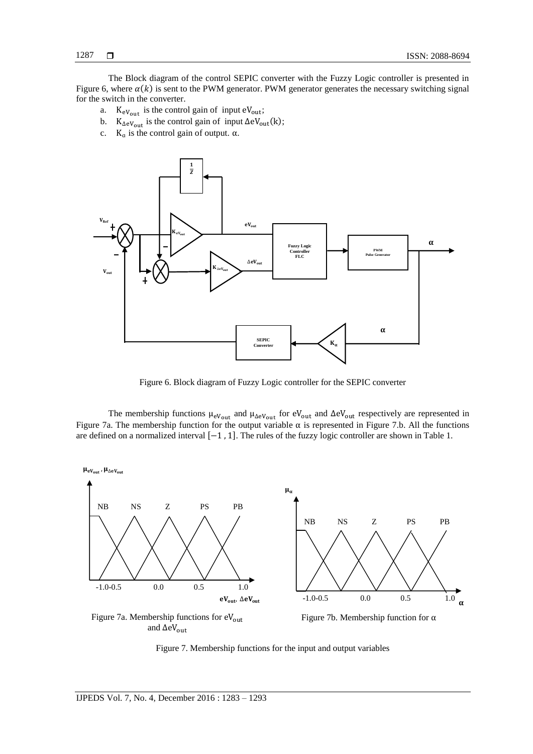The Block diagram of the control SEPIC converter with the Fuzzy Logic controller is presented in Figure 6, where $\alpha(k)$ is sent to the PWM generator. PWM generator generates the necessary switching signal for the switch in the converter.

a. $K_{eV_{out}}$ is the control gain of input $eV_{out}$;
b. $K_{\Delta eV_{out}}$ is the control gain of input $\Delta eV_{out}(k)$;
c. $K_{\alpha}$ is the control gain of output. $\alpha$.

Figure 6. Block diagram of Fuzzy Logic controller for the SEPIC converter

The membership functions $\mu_{eV_{out}}$ and $\mu_{\Delta eV_{out}}$ for $eV_{out}$ and $\Delta eV_{out}$ respectively are represented in Figure 7a. The membership function for the output variable $\alpha$ is represented in Figure 7.b. All the functions are defined on a normalized interval $[-1, 1]$. The rules of the fuzzy logic controller are shown in Table 1.

Figure 7a. Membership functions for $eV_{out}$ and $\Delta eV_{out}$

Figure 7b. Membership function for $\alpha$

Figure 7. Membership functions for the input and output variables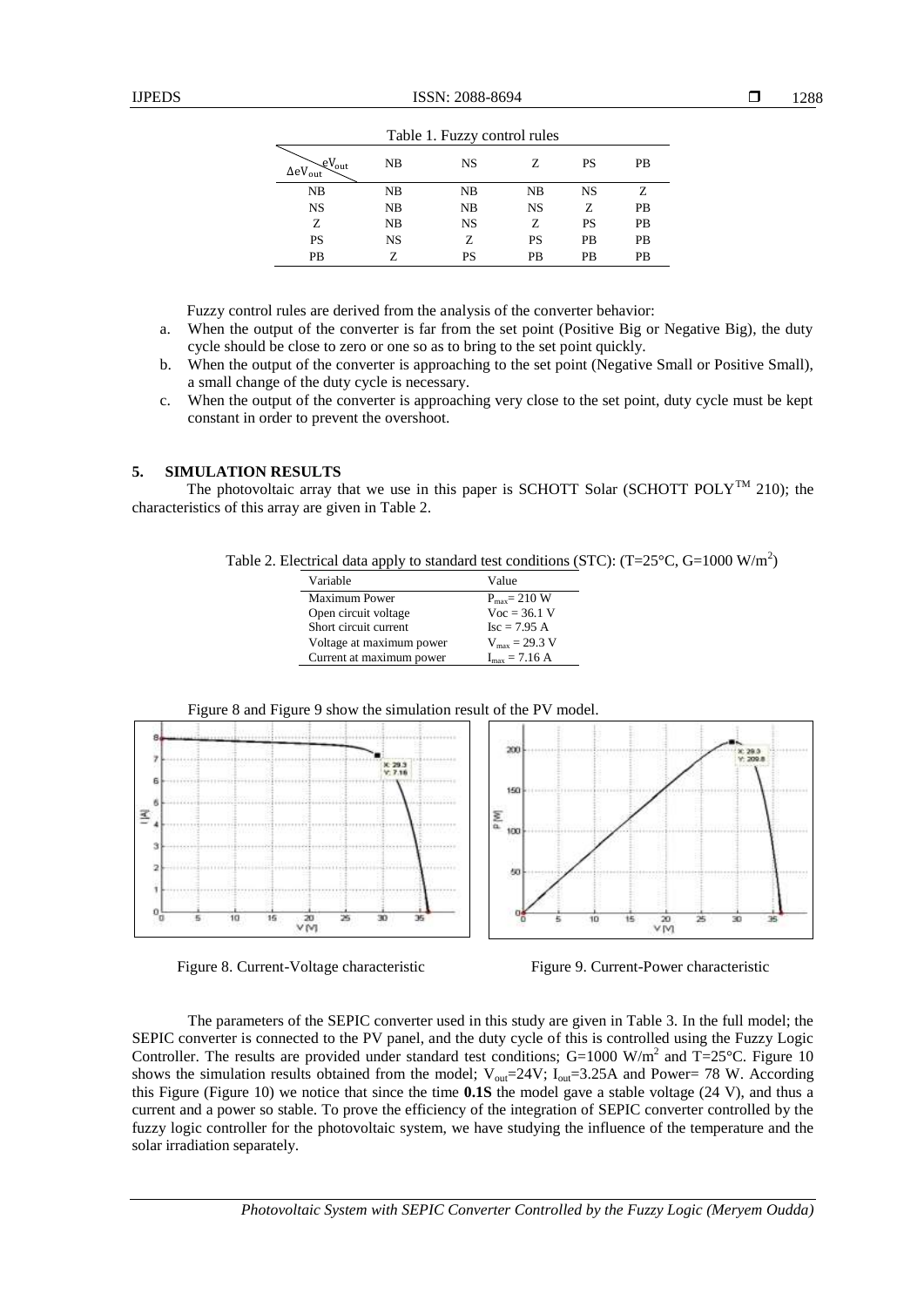Table 1. Fuzzy control rules

| $\Delta eV_{out}$ \ $eV_{out}$ | NB | NS | Z | PS | PB |
|---|---|---|---|---|---|
| NB | NB | NB | NB | NS | Z |
| NS | NB | NB | NS | Z | PB |
| Z | NB | NS | Z | PS | PB |
| PS | NS | Z | PS | PB | PB |
| PB | Z | PS | PB | PB | PB |

Fuzzy control rules are derived from the analysis of the converter behavior:

a. When the output of the converter is far from the set point (Positive Big or Negative Big), the duty cycle should be close to zero or one so as to bring to the set point quickly.
b. When the output of the converter is approaching to the set point (Negative Small or Positive Small), a small change of the duty cycle is necessary.
c. When the output of the converter is approaching very close to the set point, duty cycle must be kept constant in order to prevent the overshoot.

## 5. SIMULATION RESULTS

The photovoltaic array that we use in this paper is SCHOTT Solar (SCHOTT POLY™ 210); the characteristics of this array are given in Table 2.

Table 2. Electrical data apply to standard test conditions (STC): (T=25°C, G=1000 W/m$^2$)

| Variable | Value |
|---|---|
| Maximum Power | $P_{max}$= 210 W |
| Open circuit voltage | Voc = 36.1 V |
| Short circuit current | Isc = 7.95 A |
| Voltage at maximum power | $V_{max}$ = 29.3 V |
| Current at maximum power | $I_{max}$ = 7.16 A |

Figure 8 and Figure 9 show the simulation result of the PV model.

Figure 8. Current-Voltage characteristic

Figure 9. Current-Power characteristic

The parameters of the SEPIC converter used in this study are given in Table 3. In the full model; the SEPIC converter is connected to the PV panel, and the duty cycle of this is controlled using the Fuzzy Logic Controller. The results are provided under standard test conditions; G=1000 W/m$^2$ and T=25°C. Figure 10 shows the simulation results obtained from the model; $V_{out}$=24V; $I_{out}$=3.25A and Power= 78 W. According this Figure (Figure 10) we notice that since the time **0.1S** the model gave a stable voltage (24 V), and thus a current and a power so stable. To prove the efficiency of the integration of SEPIC converter controlled by the fuzzy logic controller for the photovoltaic system, we have studying the influence of the temperature and the solar irradiation separately.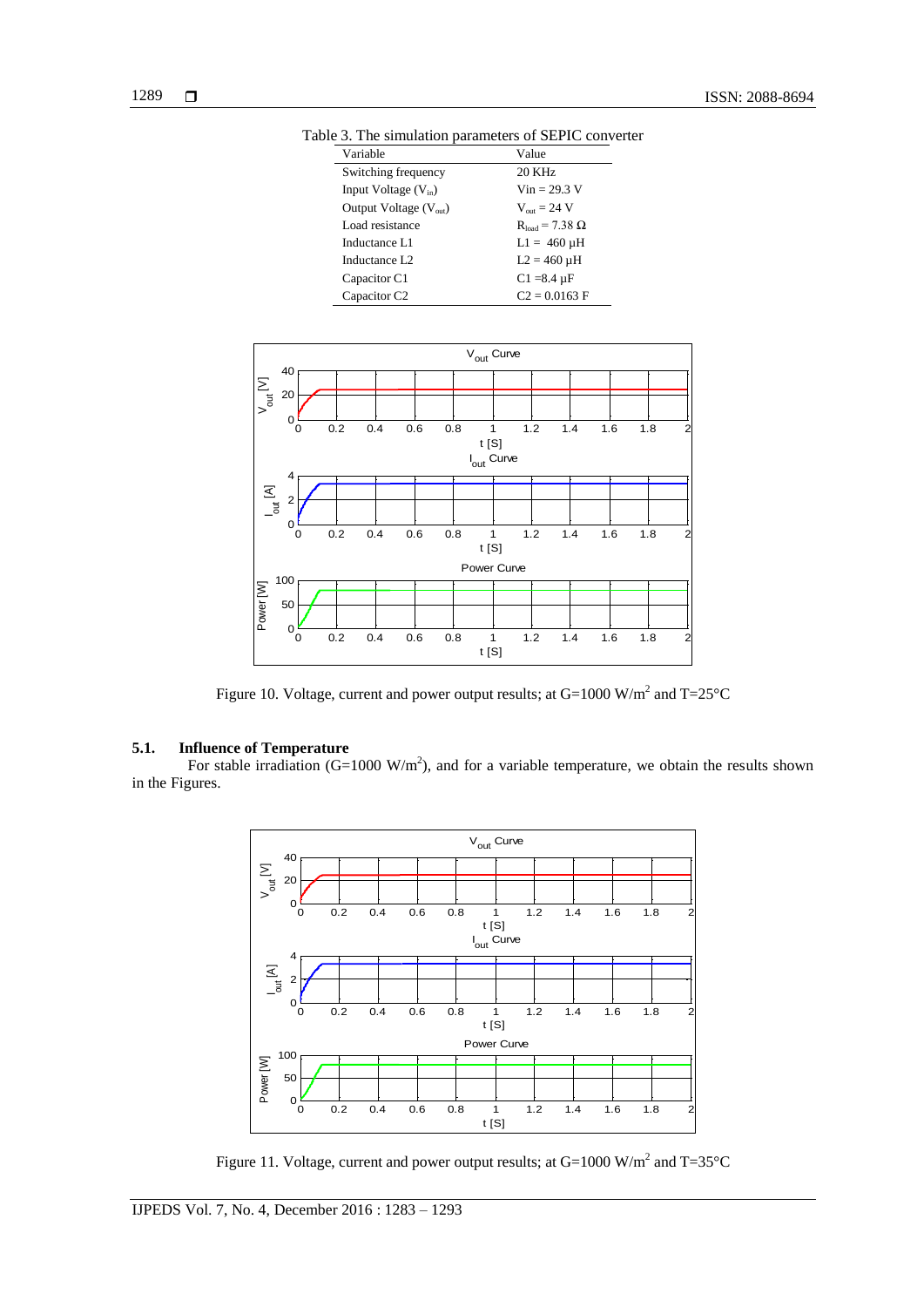Table 3. The simulation parameters of SEPIC converter

| Variable | Value |
|---|---|
| Switching frequency | 20 KHz |
| Input Voltage ($V_{in}$) | Vin = 29.3 V |
| Output Voltage ($V_{out}$) | $V_{out}$ = 24 V |
| Load resistance | $R_{load}$ = 7.38 Ω |
| Inductance L1 | L1 = 460 μH |
| Inductance L2 | L2 = 460 μH |
| Capacitor C1 | C1 =8.4 μF |
| Capacitor C2 | C2 = 0.0163 F |

Figure 10. Voltage, current and power output results; at G=1000 W/m$^2$ and T=25°C

### 5.1. Influence of Temperature

For stable irradiation (G=1000 W/m$^2$), and for a variable temperature, we obtain the results shown in the Figures.

Figure 11. Voltage, current and power output results; at G=1000 W/m$^2$ and T=35°C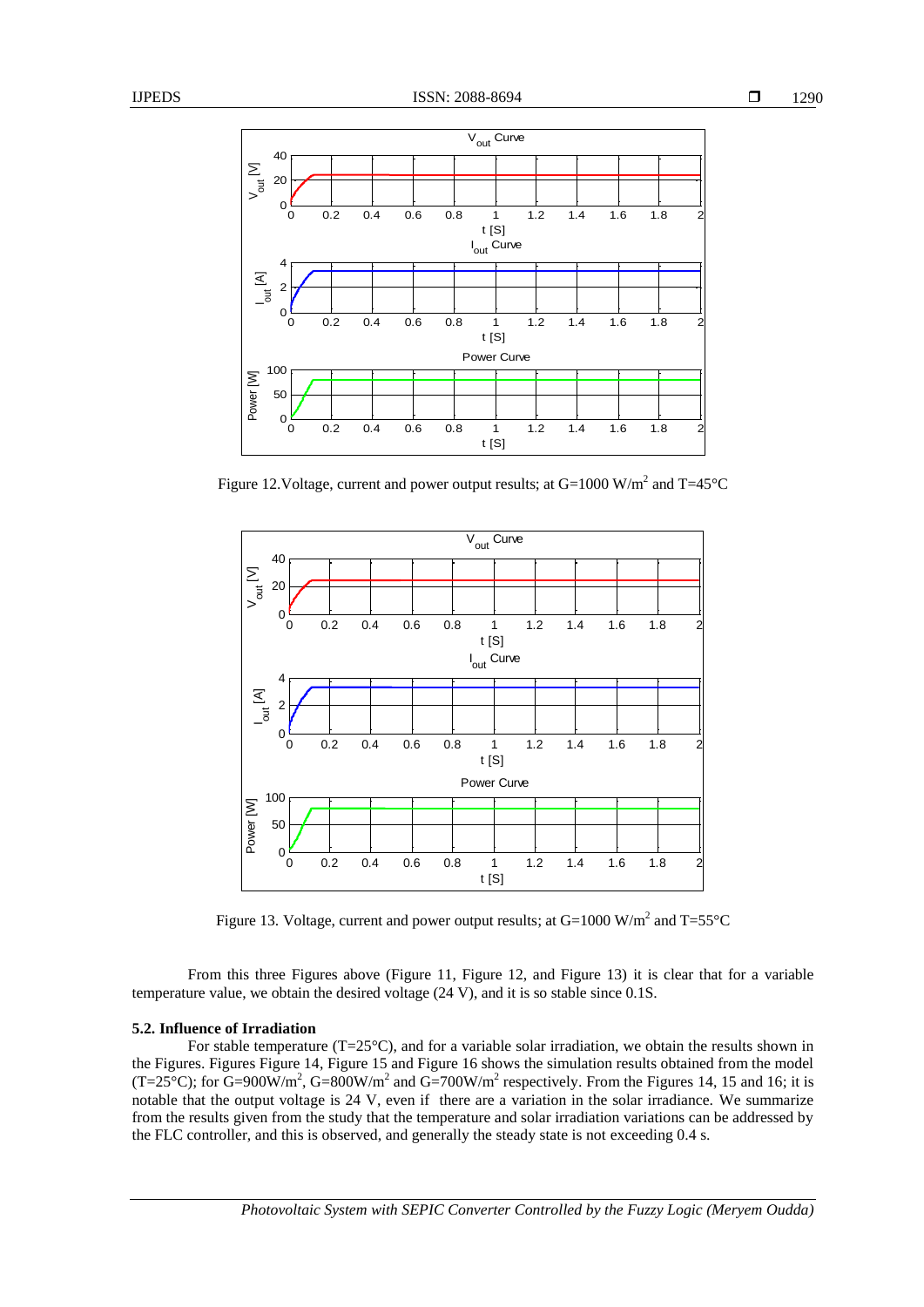Figure 12.Voltage, current and power output results; at G=1000 W/m$^2$ and T=45°C

Figure 13. Voltage, current and power output results; at G=1000 W/m$^2$ and T=55°C

From this three Figures above (Figure 11, Figure 12, and Figure 13) it is clear that for a variable temperature value, we obtain the desired voltage (24 V), and it is so stable since 0.1S.

### 5.2. Influence of Irradiation

For stable temperature (T=25°C), and for a variable solar irradiation, we obtain the results shown in the Figures. Figures Figure 14, Figure 15 and Figure 16 shows the simulation results obtained from the model (T=25°C); for G=900W/m$^2$, G=800W/m$^2$ and G=700W/m$^2$ respectively. From the Figures 14, 15 and 16; it is notable that the output voltage is 24 V, even if there are a variation in the solar irradiance. We summarize from the results given from the study that the temperature and solar irradiation variations can be addressed by the FLC controller, and this is observed, and generally the steady state is not exceeding 0.4 s.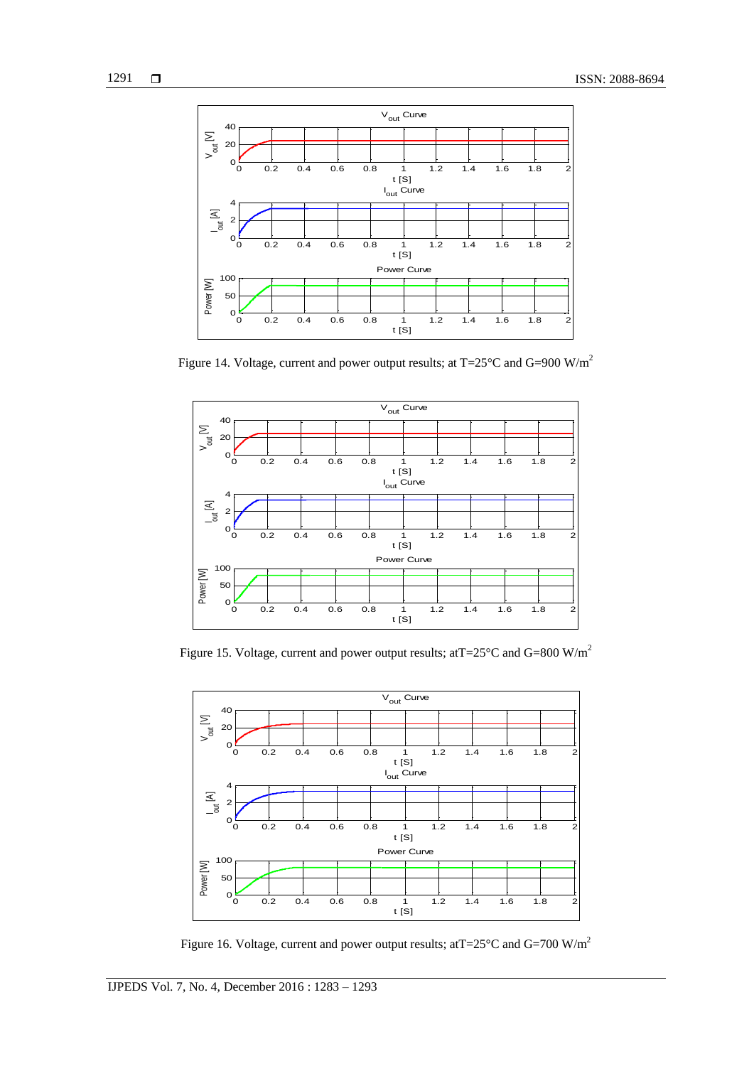Figure 14. Voltage, current and power output results; at T=25°C and G=900 W/m$^2$

Figure 15. Voltage, current and power output results; atT=25°C and G=800 W/m$^2$

Figure 16. Voltage, current and power output results; atT=25°C and G=700 W/m$^2$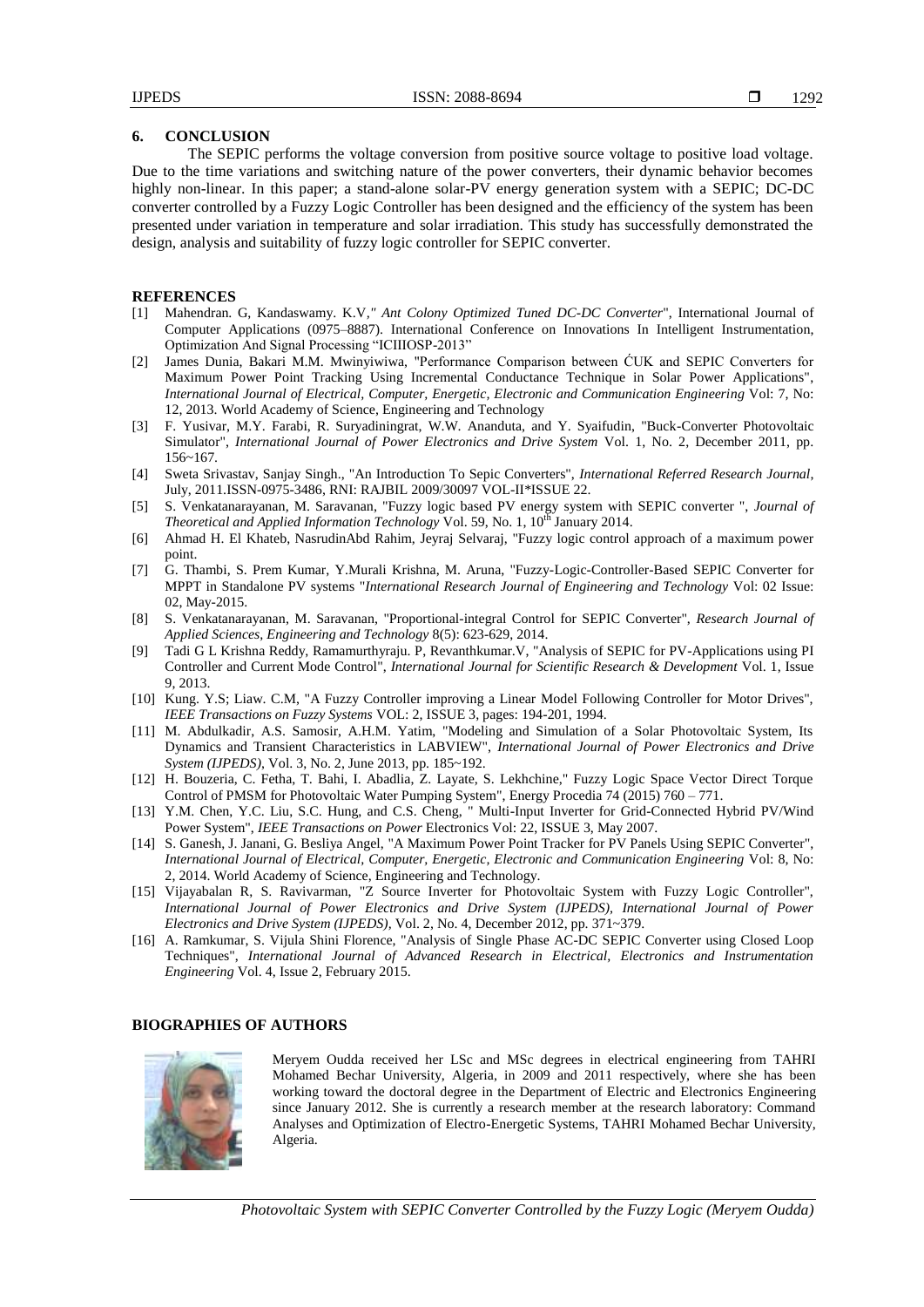## 6. CONCLUSION

The SEPIC performs the voltage conversion from positive source voltage to positive load voltage. Due to the time variations and switching nature of the power converters, their dynamic behavior becomes highly non-linear. In this paper; a stand-alone solar-PV energy generation system with a SEPIC; DC-DC converter controlled by a Fuzzy Logic Controller has been designed and the efficiency of the system has been presented under variation in temperature and solar irradiation. This study has successfully demonstrated the design, analysis and suitability of fuzzy logic controller for SEPIC converter.

## REFERENCES

[1] Mahendran. G, Kandaswamy. K.V," *Ant Colony Optimized Tuned DC-DC Converter*", International Journal of Computer Applications (0975–8887). International Conference on Innovations In Intelligent Instrumentation, Optimization And Signal Processing "ICIIIOSP-2013"

[2] James Dunia, Bakari M.M. Mwinyiwiwa, "Performance Comparison between ĆUK and SEPIC Converters for Maximum Power Point Tracking Using Incremental Conductance Technique in Solar Power Applications", *International Journal of Electrical, Computer, Energetic, Electronic and Communication Engineering* Vol: 7, No: 12, 2013. World Academy of Science, Engineering and Technology

[3] F. Yusivar, M.Y. Farabi, R. Suryadiningrat, W.W. Ananduta, and Y. Syaifudin, "Buck-Converter Photovoltaic Simulator", *International Journal of Power Electronics and Drive System* Vol. 1, No. 2, December 2011, pp. 156~167.

[4] Sweta Srivastav, Sanjay Singh., "An Introduction To Sepic Converters", *International Referred Research Journal*, July, 2011.ISSN-0975-3486, RNI: RAJBIL 2009/30097 VOL-II*ISSUE 22.

[5] S. Venkatanarayanan, M. Saravanan, "Fuzzy logic based PV energy system with SEPIC converter ", *Journal of Theoretical and Applied Information Technology* Vol. 59, No. 1, 10th January 2014.

[6] Ahmad H. El Khateb, NasrudinAbd Rahim, Jeyraj Selvaraj, "Fuzzy logic control approach of a maximum power point.

[7] G. Thambi, S. Prem Kumar, Y.Murali Krishna, M. Aruna, "Fuzzy-Logic-Controller-Based SEPIC Converter for MPPT in Standalone PV systems "*International Research Journal of Engineering and Technology* Vol: 02 Issue: 02, May-2015.

[8] S. Venkatanarayanan, M. Saravanan, "Proportional-integral Control for SEPIC Converter", *Research Journal of Applied Sciences, Engineering and Technology* 8(5): 623-629, 2014.

[9] Tadi G L Krishna Reddy, Ramamurthyraju. P, Revanthkumar.V, "Analysis of SEPIC for PV-Applications using PI Controller and Current Mode Control", *International Journal for Scientific Research & Development* Vol. 1, Issue 9, 2013.

[10] Kung. Y.S; Liaw. C.M, "A Fuzzy Controller improving a Linear Model Following Controller for Motor Drives", *IEEE Transactions on Fuzzy Systems* VOL: 2, ISSUE 3, pages: 194-201, 1994.

[11] M. Abdulkadir, A.S. Samosir, A.H.M. Yatim, "Modeling and Simulation of a Solar Photovoltaic System, Its Dynamics and Transient Characteristics in LABVIEW", *International Journal of Power Electronics and Drive System (IJPEDS)*, Vol. 3, No. 2, June 2013, pp. 185~192.

[12] H. Bouzeria, C. Fetha, T. Bahi, I. Abadlia, Z. Layate, S. Lekhchine," Fuzzy Logic Space Vector Direct Torque Control of PMSM for Photovoltaic Water Pumping System", Energy Procedia 74 (2015) 760 – 771.

[13] Y.M. Chen, Y.C. Liu, S.C. Hung, and C.S. Cheng, " Multi-Input Inverter for Grid-Connected Hybrid PV/Wind Power System", *IEEE Transactions on Power* Electronics Vol: 22, ISSUE 3, May 2007.

[14] S. Ganesh, J. Janani, G. Besliya Angel, "A Maximum Power Point Tracker for PV Panels Using SEPIC Converter", *International Journal of Electrical, Computer, Energetic, Electronic and Communication Engineering* Vol: 8, No: 2, 2014. World Academy of Science, Engineering and Technology.

[15] Vijayabalan R, S. Ravivarman, "Z Source Inverter for Photovoltaic System with Fuzzy Logic Controller", *International Journal of Power Electronics and Drive System (IJPEDS), International Journal of Power Electronics and Drive System (IJPEDS)*, Vol. 2, No. 4, December 2012, pp. 371~379.

[16] A. Ramkumar, S. Vijula Shini Florence, "Analysis of Single Phase AC-DC SEPIC Converter using Closed Loop Techniques", *International Journal of Advanced Research in Electrical, Electronics and Instrumentation Engineering* Vol. 4, Issue 2, February 2015.

## BIOGRAPHIES OF AUTHORS

Meryem Oudda received her LSc and MSc degrees in electrical engineering from TAHRI Mohamed Bechar University, Algeria, in 2009 and 2011 respectively, where she has been working toward the doctoral degree in the Department of Electric and Electronics Engineering since January 2012. She is currently a research member at the research laboratory: Command Analyses and Optimization of Electro-Energetic Systems, TAHRI Mohamed Bechar University, Algeria.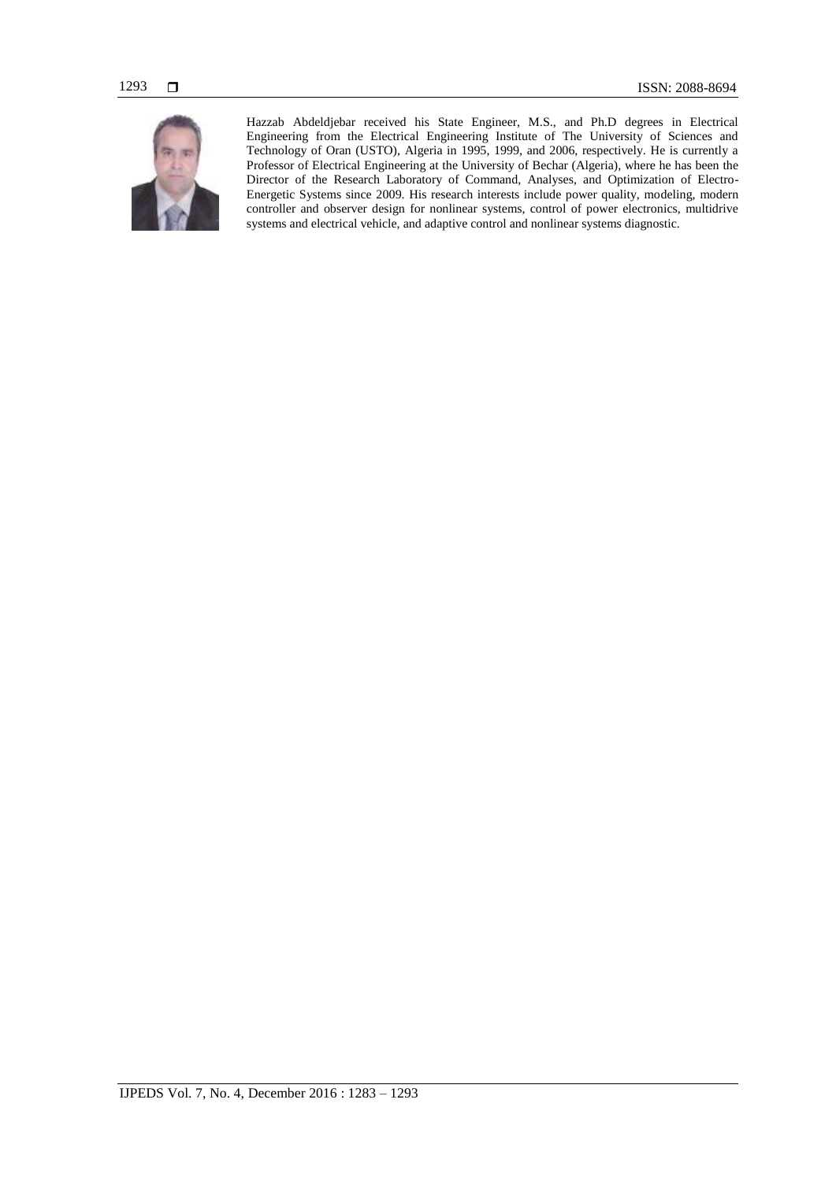Hazzab Abdeldjebar received his State Engineer, M.S., and Ph.D degrees in Electrical Engineering from the Electrical Engineering Institute of The University of Sciences and Technology of Oran (USTO), Algeria in 1995, 1999, and 2006, respectively. He is currently a Professor of Electrical Engineering at the University of Bechar (Algeria), where he has been the Director of the Research Laboratory of Command, Analyses, and Optimization of Electro-Energetic Systems since 2009. His research interests include power quality, modeling, modern controller and observer design for nonlinear systems, control of power electronics, multidrive systems and electrical vehicle, and adaptive control and nonlinear systems diagnostic.